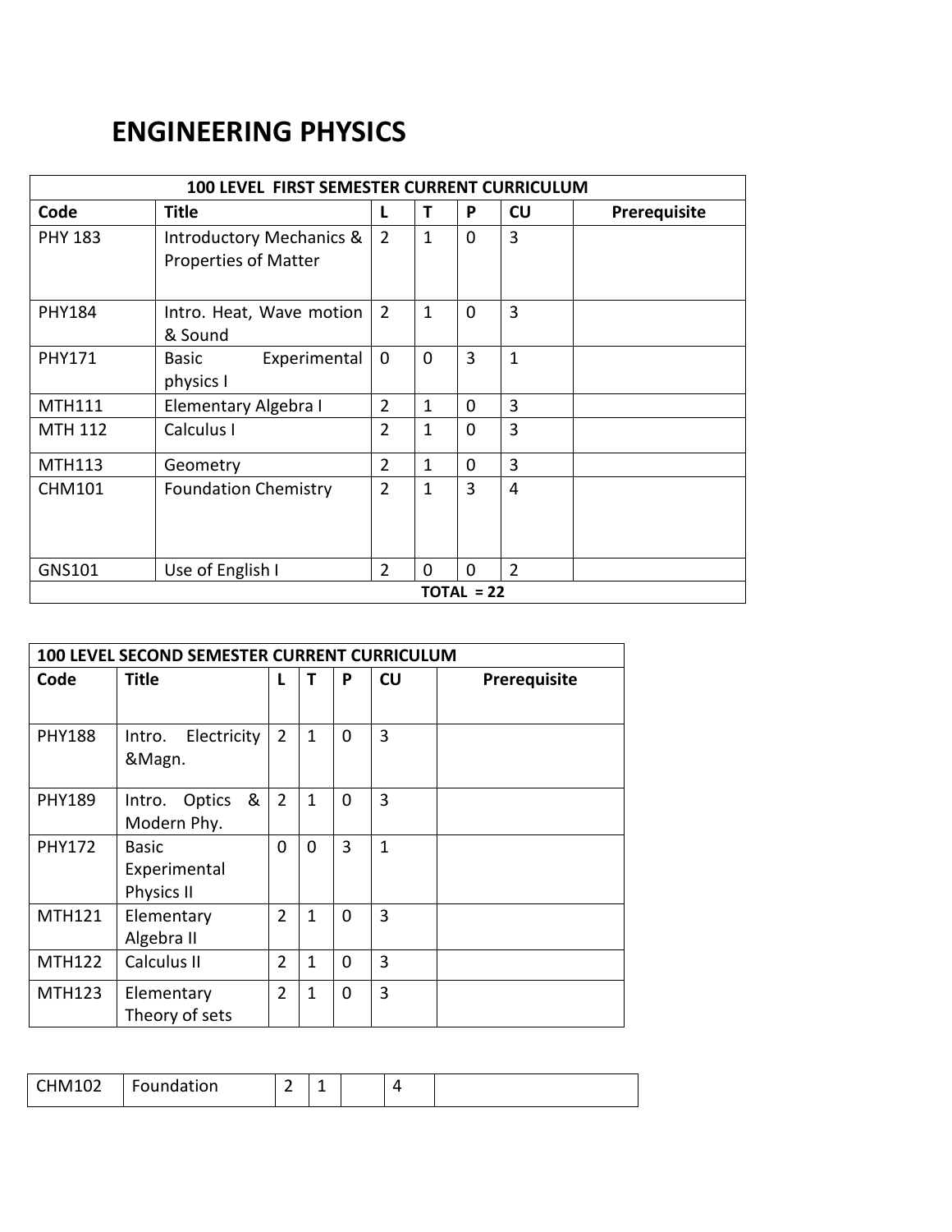# ENGINEERING PHYSICS

| 100 LEVEL FIRST SEMESTER CURRENT CURRICULUM | | | | | | |
|---|---|---|---|---|---|---|
| Code | Title | L | T | P | CU | Prerequisite |
| PHY 183 | Introductory Mechanics & Properties of Matter | 2 | 1 | 0 | 3 | |
| PHY184 | Intro. Heat, Wave motion & Sound | 2 | 1 | 0 | 3 | |
| PHY171 | Basic Experimental physics I | 0 | 0 | 3 | 1 | |
| MTH111 | Elementary Algebra I | 2 | 1 | 0 | 3 | |
| MTH 112 | Calculus I | 2 | 1 | 0 | 3 | |
| MTH113 | Geometry | 2 | 1 | 0 | 3 | |
| CHM101 | Foundation Chemistry | 2 | 1 | 3 | 4 | |
| GNS101 | Use of English I | 2 | 0 | 0 | 2 | |
| TOTAL = 22 | | | | | | |

| 100 LEVEL SECOND SEMESTER CURRENT CURRICULUM | | | | | | |
|---|---|---|---|---|---|---|
| Code | Title | L | T | P | CU | Prerequisite |
| PHY188 | Intro. Electricity &Magn. | 2 | 1 | 0 | 3 | |
| PHY189 | Intro. Optics & Modern Phy. | 2 | 1 | 0 | 3 | |
| PHY172 | Basic Experimental Physics II | 0 | 0 | 3 | 1 | |
| MTH121 | Elementary Algebra II | 2 | 1 | 0 | 3 | |
| MTH122 | Calculus II | 2 | 1 | 0 | 3 | |
| MTH123 | Elementary Theory of sets | 2 | 1 | 0 | 3 | |
| CHM102 | Foundation | 2 | 1 | | 4 | |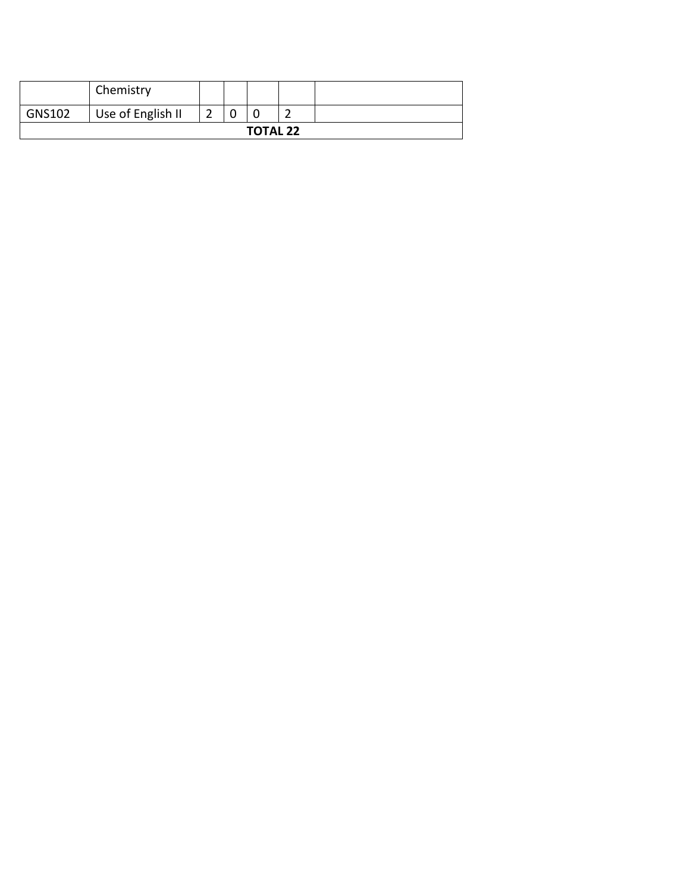| | | | | | | |
|---|---|---|---|---|---|---|
| | Chemistry | | | | | |
| GNS102 | Use of English II | 2 | 0 | 0 | 2 | |
| **TOTAL 22** | | | | | | |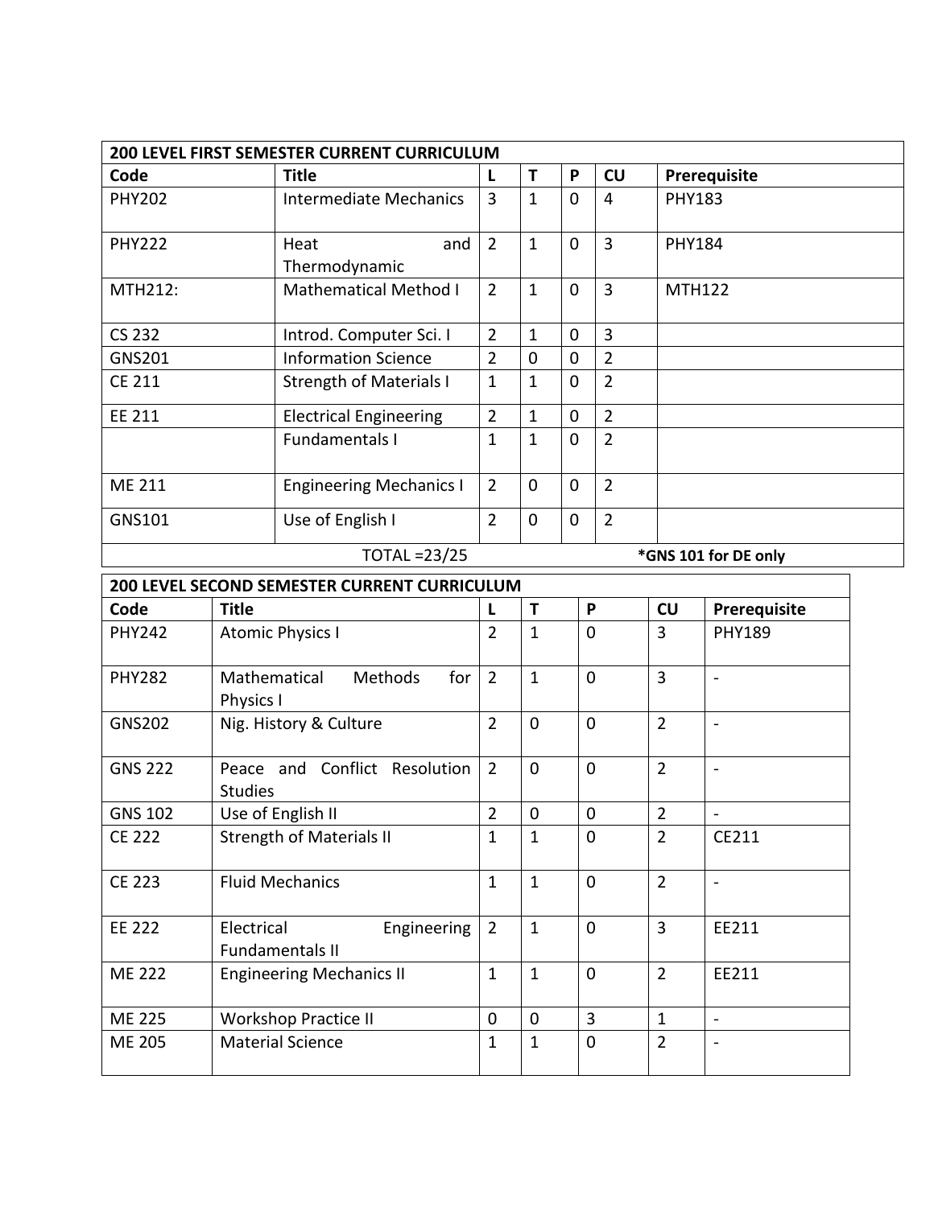| 200 LEVEL FIRST SEMESTER CURRENT CURRICULUM | | | | | | |
|---|---|---|---|---|---|---|
| **Code** | **Title** | **L** | **T** | **P** | **CU** | **Prerequisite** |
| PHY202 | Intermediate Mechanics | 3 | 1 | 0 | 4 | PHY183 |
| PHY222 | Heat and Thermodynamic | 2 | 1 | 0 | 3 | PHY184 |
| MTH212: | Mathematical Method I | 2 | 1 | 0 | 3 | MTH122 |
| CS 232 | Introd. Computer Sci. I | 2 | 1 | 0 | 3 | |
| GNS201 | Information Science | 2 | 0 | 0 | 2 | |
| CE 211 | Strength of Materials I | 1 | 1 | 0 | 2 | |
| EE 211 | Electrical Engineering | 2 | 1 | 0 | 2 | |
| | Fundamentals I | 1 | 1 | 0 | 2 | |
| ME 211 | Engineering Mechanics I | 2 | 0 | 0 | 2 | |
| GNS101 | Use of English I | 2 | 0 | 0 | 2 | |
| | TOTAL =23/25 | | | | | **\*GNS 101 for DE only** |

| 200 LEVEL SECOND SEMESTER CURRENT CURRICULUM | | | | | | |
|---|---|---|---|---|---|---|
| **Code** | **Title** | **L** | **T** | **P** | **CU** | **Prerequisite** |
| PHY242 | Atomic Physics I | 2 | 1 | 0 | 3 | PHY189 |
| PHY282 | Mathematical Methods for Physics I | 2 | 1 | 0 | 3 | - |
| GNS202 | Nig. History & Culture | 2 | 0 | 0 | 2 | - |
| GNS 222 | Peace and Conflict Resolution Studies | 2 | 0 | 0 | 2 | - |
| GNS 102 | Use of English II | 2 | 0 | 0 | 2 | - |
| CE 222 | Strength of Materials II | 1 | 1 | 0 | 2 | CE211 |
| CE 223 | Fluid Mechanics | 1 | 1 | 0 | 2 | - |
| EE 222 | Electrical Engineering Fundamentals II | 2 | 1 | 0 | 3 | EE211 |
| ME 222 | Engineering Mechanics II | 1 | 1 | 0 | 2 | EE211 |
| ME 225 | Workshop Practice II | 0 | 0 | 3 | 1 | - |
| ME 205 | Material Science | 1 | 1 | 0 | 2 | - |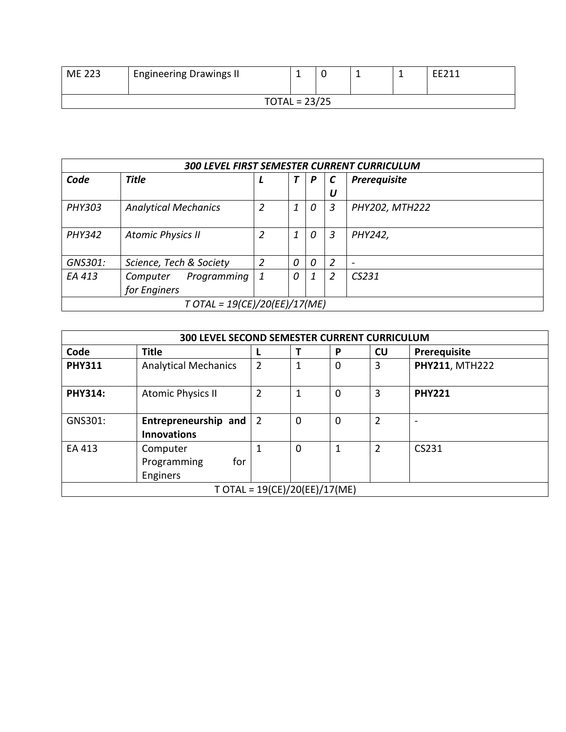| ME 223 | Engineering Drawings II | 1 | 0 | 1 | 1 | EE211 |
|---|---|---|---|---|---|---|
| TOTAL = 23/25 | | | | | | |

| *300 LEVEL FIRST SEMESTER CURRENT CURRICULUM* | | | | | | |
|---|---|---|---|---|---|---|
| ***Code*** | ***Title*** | ***L*** | ***T*** | ***P*** | ***CU*** | ***Prerequisite*** |
| *PHY303* | *Analytical Mechanics* | *2* | *1* | *0* | *3* | *PHY202, MTH222* |
| *PHY342* | *Atomic Physics II* | *2* | *1* | *0* | *3* | *PHY242,* |
| *GNS301:* | *Science, Tech & Society* | *2* | *0* | *0* | *2* | *-* |
| *EA 413* | *Computer Programming for Enginers* | *1* | *0* | *1* | *2* | *CS231* |
| *T OTAL = 19(CE)/20(EE)/17(ME)* | | | | | | |

| **300 LEVEL SECOND SEMESTER CURRENT CURRICULUM** | | | | | | |
|---|---|---|---|---|---|---|
| **Code** | **Title** | **L** | **T** | **P** | **CU** | **Prerequisite** |
| **PHY311** | Analytical Mechanics | 2 | 1 | 0 | 3 | **PHY211**, MTH222 |
| **PHY314:** | Atomic Physics II | 2 | 1 | 0 | 3 | **PHY221** |
| GNS301: | **Entrepreneurship and Innovations** | 2 | 0 | 0 | 2 | - |
| EA 413 | Computer Programming for Enginers | 1 | 0 | 1 | 2 | CS231 |
| T OTAL = 19(CE)/20(EE)/17(ME) | | | | | | |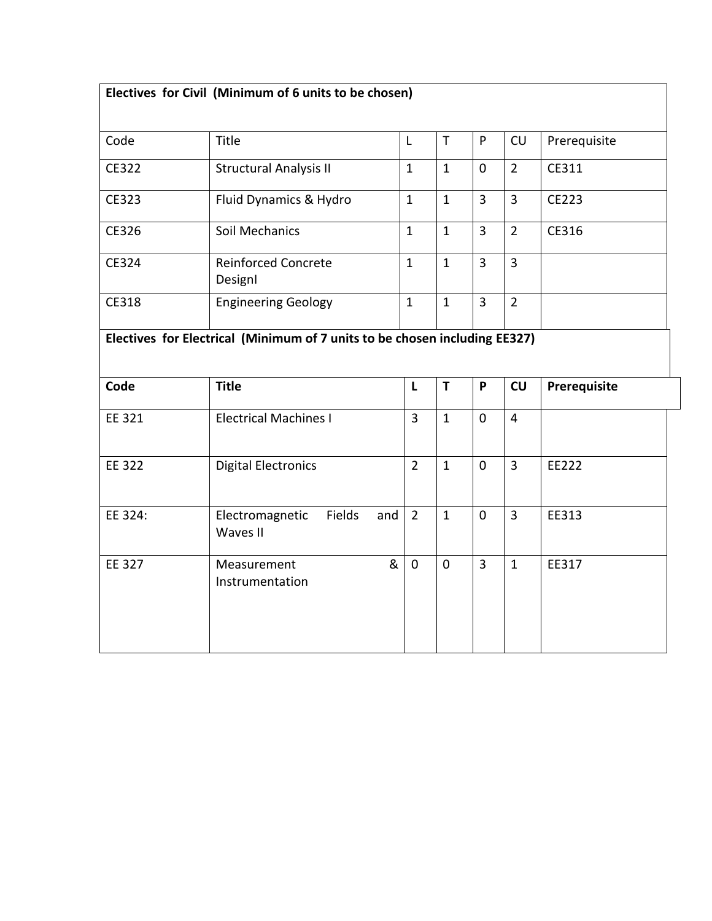| Electives for Civil (Minimum of 6 units to be chosen) | | | | | | |
|---|---|---|---|---|---|---|
| Code | Title | L | T | P | CU | Prerequisite |
| CE322 | Structural Analysis II | 1 | 1 | 0 | 2 | CE311 |
| CE323 | Fluid Dynamics & Hydro | 1 | 1 | 3 | 3 | CE223 |
| CE326 | Soil Mechanics | 1 | 1 | 3 | 2 | CE316 |
| CE324 | Reinforced Concrete DesignI | 1 | 1 | 3 | 3 | |
| CE318 | Engineering Geology | 1 | 1 | 3 | 2 | |

| Electives for Electrical (Minimum of 7 units to be chosen including EE327) | | | | | | |
|---|---|---|---|---|---|---|
| **Code** | **Title** | **L** | **T** | **P** | **CU** | **Prerequisite** |
| EE 321 | Electrical Machines I | 3 | 1 | 0 | 4 | |
| EE 322 | Digital Electronics | 2 | 1 | 0 | 3 | EE222 |
| EE 324: | Electromagnetic Fields and Waves II | 2 | 1 | 0 | 3 | EE313 |
| EE 327 | Measurement & Instrumentation | 0 | 0 | 3 | 1 | EE317 |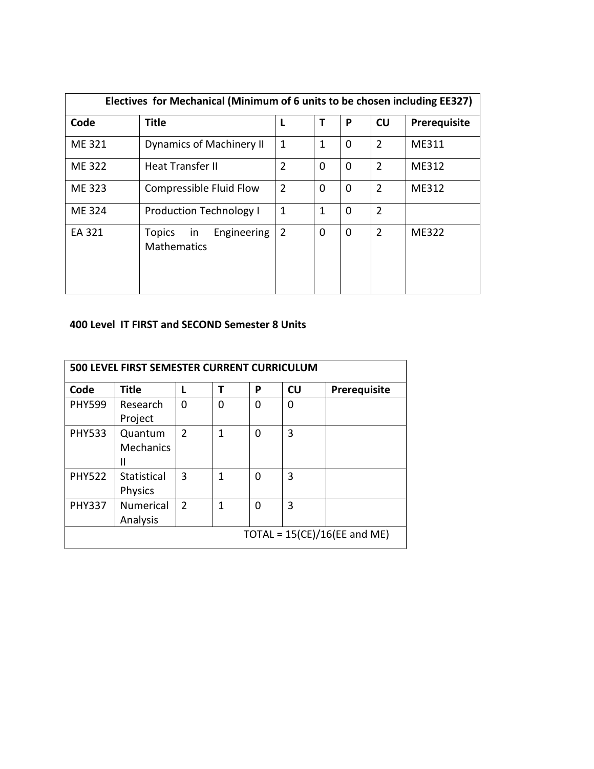| Electives for Mechanical (Minimum of 6 units to be chosen including EE327) | | | | | | |
|---|---|---|---|---|---|---|
| **Code** | **Title** | **L** | **T** | **P** | **CU** | **Prerequisite** |
| ME 321 | Dynamics of Machinery II | 1 | 1 | 0 | 2 | ME311 |
| ME 322 | Heat Transfer II | 2 | 0 | 0 | 2 | ME312 |
| ME 323 | Compressible Fluid Flow | 2 | 0 | 0 | 2 | ME312 |
| ME 324 | Production Technology I | 1 | 1 | 0 | 2 | |
| EA 321 | Topics in Engineering Mathematics | 2 | 0 | 0 | 2 | ME322 |

**400 Level IT FIRST and SECOND Semester 8 Units**

| 500 LEVEL FIRST SEMESTER CURRENT CURRICULUM | | | | | | |
|---|---|---|---|---|---|---|
| **Code** | **Title** | **L** | **T** | **P** | **CU** | **Prerequisite** |
| PHY599 | Research Project | 0 | 0 | 0 | 0 | |
| PHY533 | Quantum Mechanics II | 2 | 1 | 0 | 3 | |
| PHY522 | Statistical Physics | 3 | 1 | 0 | 3 | |
| PHY337 | Numerical Analysis | 2 | 1 | 0 | 3 | |
| TOTAL = 15(CE)/16(EE and ME) | | | | | | |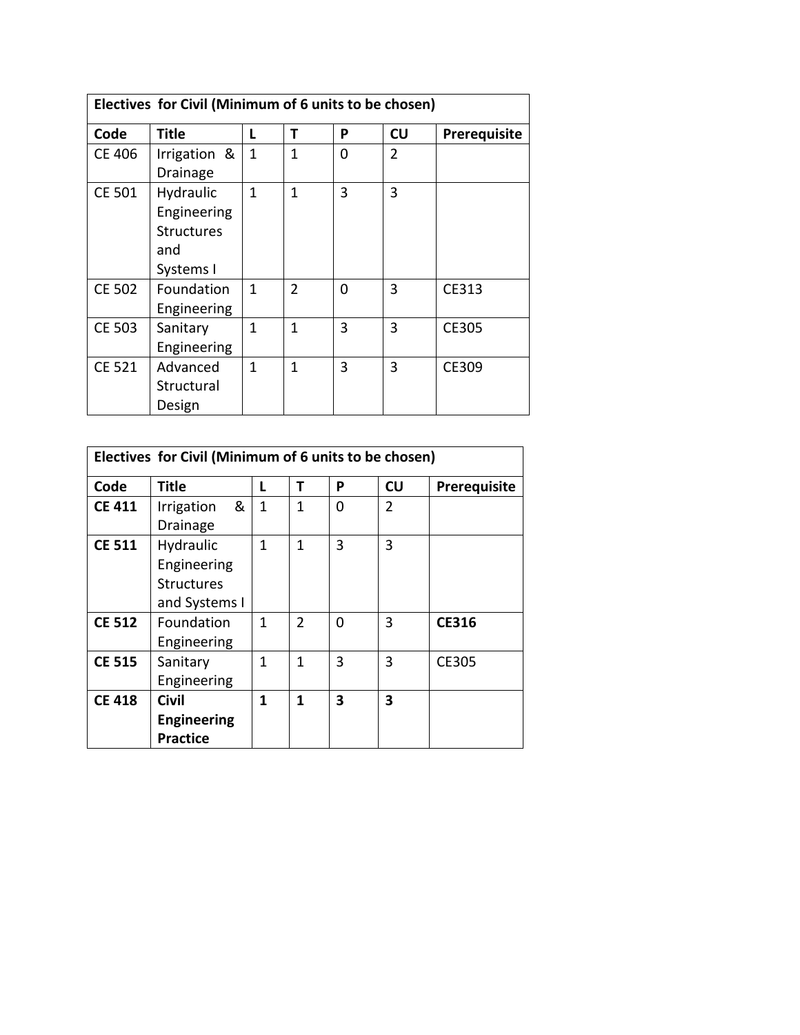| Electives for Civil (Minimum of 6 units to be chosen) | | | | | | |
|---|---|---|---|---|---|---|
| **Code** | **Title** | **L** | **T** | **P** | **CU** | **Prerequisite** |
| CE 406 | Irrigation & Drainage | 1 | 1 | 0 | 2 | |
| CE 501 | Hydraulic Engineering Structures and Systems I | 1 | 1 | 3 | 3 | |
| CE 502 | Foundation Engineering | 1 | 2 | 0 | 3 | CE313 |
| CE 503 | Sanitary Engineering | 1 | 1 | 3 | 3 | CE305 |
| CE 521 | Advanced Structural Design | 1 | 1 | 3 | 3 | CE309 |

| Electives for Civil (Minimum of 6 units to be chosen) | | | | | | |
|---|---|---|---|---|---|---|
| **Code** | **Title** | **L** | **T** | **P** | **CU** | **Prerequisite** |
| **CE 411** | Irrigation & Drainage | 1 | 1 | 0 | 2 | |
| **CE 511** | Hydraulic Engineering Structures and Systems I | 1 | 1 | 3 | 3 | |
| **CE 512** | Foundation Engineering | 1 | 2 | 0 | 3 | **CE316** |
| **CE 515** | Sanitary Engineering | 1 | 1 | 3 | 3 | CE305 |
| **CE 418** | **Civil Engineering Practice** | **1** | **1** | **3** | **3** | |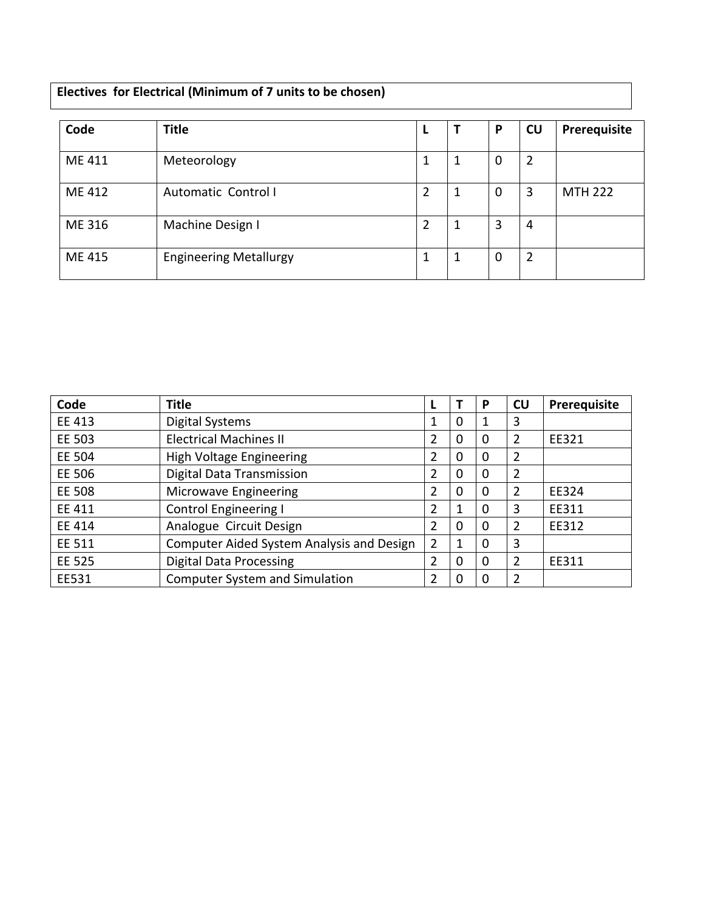**Electives for Electrical (Minimum of 7 units to be chosen)**

| Code | Title | L | T | P | CU | Prerequisite |
|---|---|---|---|---|---|---|
| ME 411 | Meteorology | 1 | 1 | 0 | 2 | |
| ME 412 | Automatic Control I | 2 | 1 | 0 | 3 | MTH 222 |
| ME 316 | Machine Design I | 2 | 1 | 3 | 4 | |
| ME 415 | Engineering Metallurgy | 1 | 1 | 0 | 2 | |

| Code | Title | L | T | P | CU | Prerequisite |
|---|---|---|---|---|---|---|
| EE 413 | Digital Systems | 1 | 0 | 1 | 3 | |
| EE 503 | Electrical Machines II | 2 | 0 | 0 | 2 | EE321 |
| EE 504 | High Voltage Engineering | 2 | 0 | 0 | 2 | |
| EE 506 | Digital Data Transmission | 2 | 0 | 0 | 2 | |
| EE 508 | Microwave Engineering | 2 | 0 | 0 | 2 | EE324 |
| EE 411 | Control Engineering I | 2 | 1 | 0 | 3 | EE311 |
| EE 414 | Analogue Circuit Design | 2 | 0 | 0 | 2 | EE312 |
| EE 511 | Computer Aided System Analysis and Design | 2 | 1 | 0 | 3 | |
| EE 525 | Digital Data Processing | 2 | 0 | 0 | 2 | EE311 |
| EE531 | Computer System and Simulation | 2 | 0 | 0 | 2 | |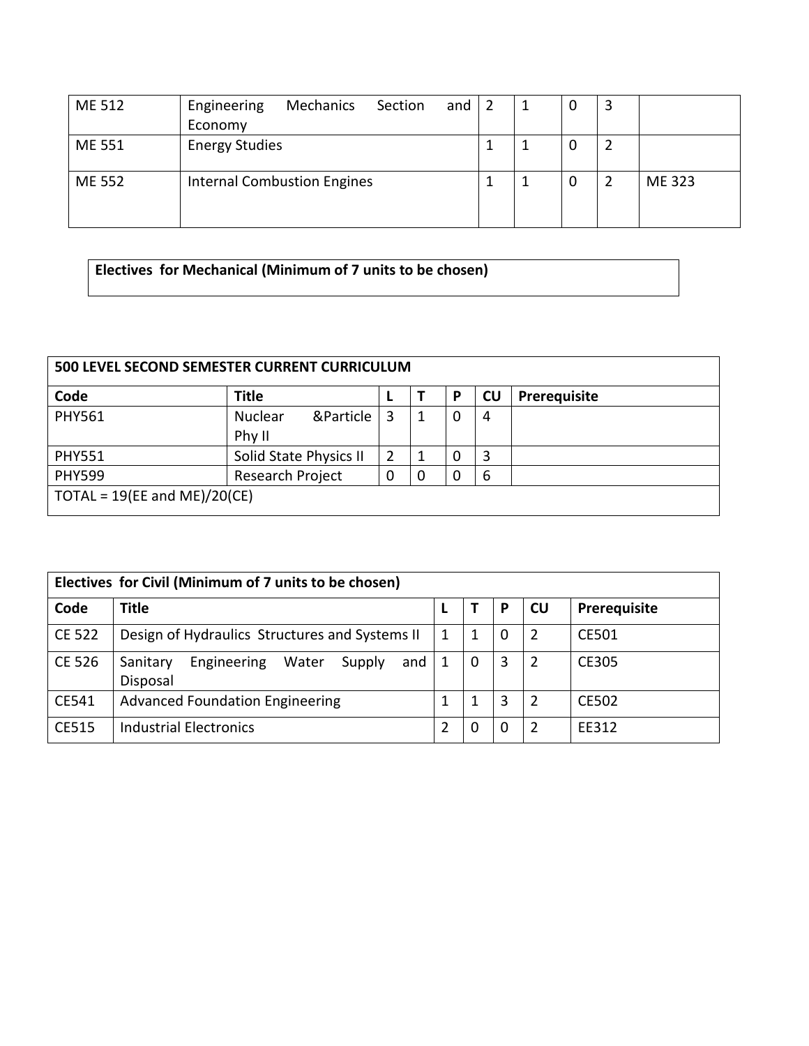| | | | | | | |
|---|---|---|---|---|---|---|
| ME 512 | Engineering Mechanics Section and Economy | 2 | 1 | 0 | 3 | |
| ME 551 | Energy Studies | 1 | 1 | 0 | 2 | |
| ME 552 | Internal Combustion Engines | 1 | 1 | 0 | 2 | ME 323 |

**Electives for Mechanical (Minimum of 7 units to be chosen)**

| 500 LEVEL SECOND SEMESTER CURRENT CURRICULUM | | | | | | |
|---|---|---|---|---|---|---|
| **Code** | **Title** | **L** | **T** | **P** | **CU** | **Prerequisite** |
| PHY561 | Nuclear &Particle Phy II | 3 | 1 | 0 | 4 | |
| PHY551 | Solid State Physics II | 2 | 1 | 0 | 3 | |
| PHY599 | Research Project | 0 | 0 | 0 | 6 | |
| TOTAL = 19(EE and ME)/20(CE) | | | | | | |

| Electives for Civil (Minimum of 7 units to be chosen) | | | | | | |
|---|---|---|---|---|---|---|
| **Code** | **Title** | **L** | **T** | **P** | **CU** | **Prerequisite** |
| CE 522 | Design of Hydraulics Structures and Systems II | 1 | 1 | 0 | 2 | CE501 |
| CE 526 | Sanitary Engineering Water Supply and Disposal | 1 | 0 | 3 | 2 | CE305 |
| CE541 | Advanced Foundation Engineering | 1 | 1 | 3 | 2 | CE502 |
| CE515 | Industrial Electronics | 2 | 0 | 0 | 2 | EE312 |